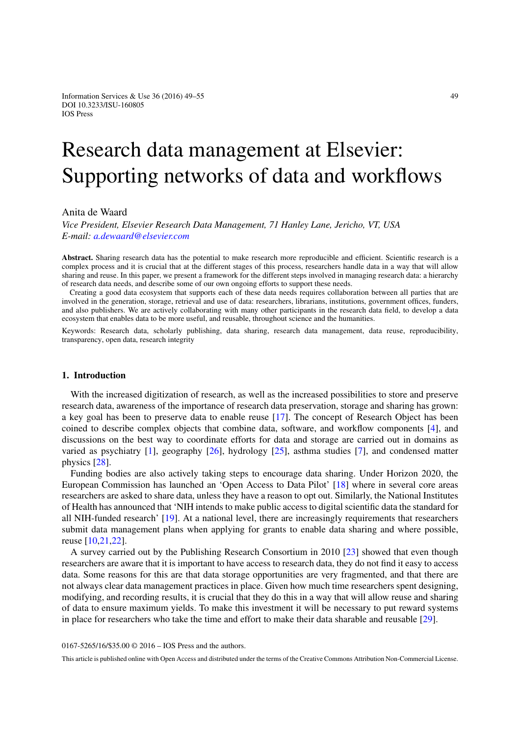# Research data management at Elsevier: Supporting networks of data and workflows

Anita de Waard

*Vice President, Elsevier Research Data Management, 71 Hanley Lane, Jericho, VT, USA*
*E-mail: a.dewaard@elsevier.com*

**Abstract.** Sharing research data has the potential to make research more reproducible and efficient. Scientific research is a complex process and it is crucial that at the different stages of this process, researchers handle data in a way that will allow sharing and reuse. In this paper, we present a framework for the different steps involved in managing research data: a hierarchy of research data needs, and describe some of our own ongoing efforts to support these needs.

Creating a good data ecosystem that supports each of these data needs requires collaboration between all parties that are involved in the generation, storage, retrieval and use of data: researchers, librarians, institutions, government offices, funders, and also publishers. We are actively collaborating with many other participants in the research data field, to develop a data ecosystem that enables data to be more useful, and reusable, throughout science and the humanities.

Keywords: Research data, scholarly publishing, data sharing, research data management, data reuse, reproducibility, transparency, open data, research integrity

## 1. Introduction

With the increased digitization of research, as well as the increased possibilities to store and preserve research data, awareness of the importance of research data preservation, storage and sharing has grown: a key goal has been to preserve data to enable reuse [17]. The concept of Research Object has been coined to describe complex objects that combine data, software, and workflow components [4], and discussions on the best way to coordinate efforts for data and storage are carried out in domains as varied as psychiatry [1], geography [26], hydrology [25], asthma studies [7], and condensed matter physics [28].

Funding bodies are also actively taking steps to encourage data sharing. Under Horizon 2020, the European Commission has launched an 'Open Access to Data Pilot' [18] where in several core areas researchers are asked to share data, unless they have a reason to opt out. Similarly, the National Institutes of Health has announced that 'NIH intends to make public access to digital scientific data the standard for all NIH-funded research' [19]. At a national level, there are increasingly requirements that researchers submit data management plans when applying for grants to enable data sharing and where possible, reuse [10,21,22].

A survey carried out by the Publishing Research Consortium in 2010 [23] showed that even though researchers are aware that it is important to have access to research data, they do not find it easy to access data. Some reasons for this are that data storage opportunities are very fragmented, and that there are not always clear data management practices in place. Given how much time researchers spent designing, modifying, and recording results, it is crucial that they do this in a way that will allow reuse and sharing of data to ensure maximum yields. To make this investment it will be necessary to put reward systems in place for researchers who take the time and effort to make their data sharable and reusable [29].

0167-5265/16/$35.00 © 2016 – IOS Press and the authors.

This article is published online with Open Access and distributed under the terms of the Creative Commons Attribution Non-Commercial License.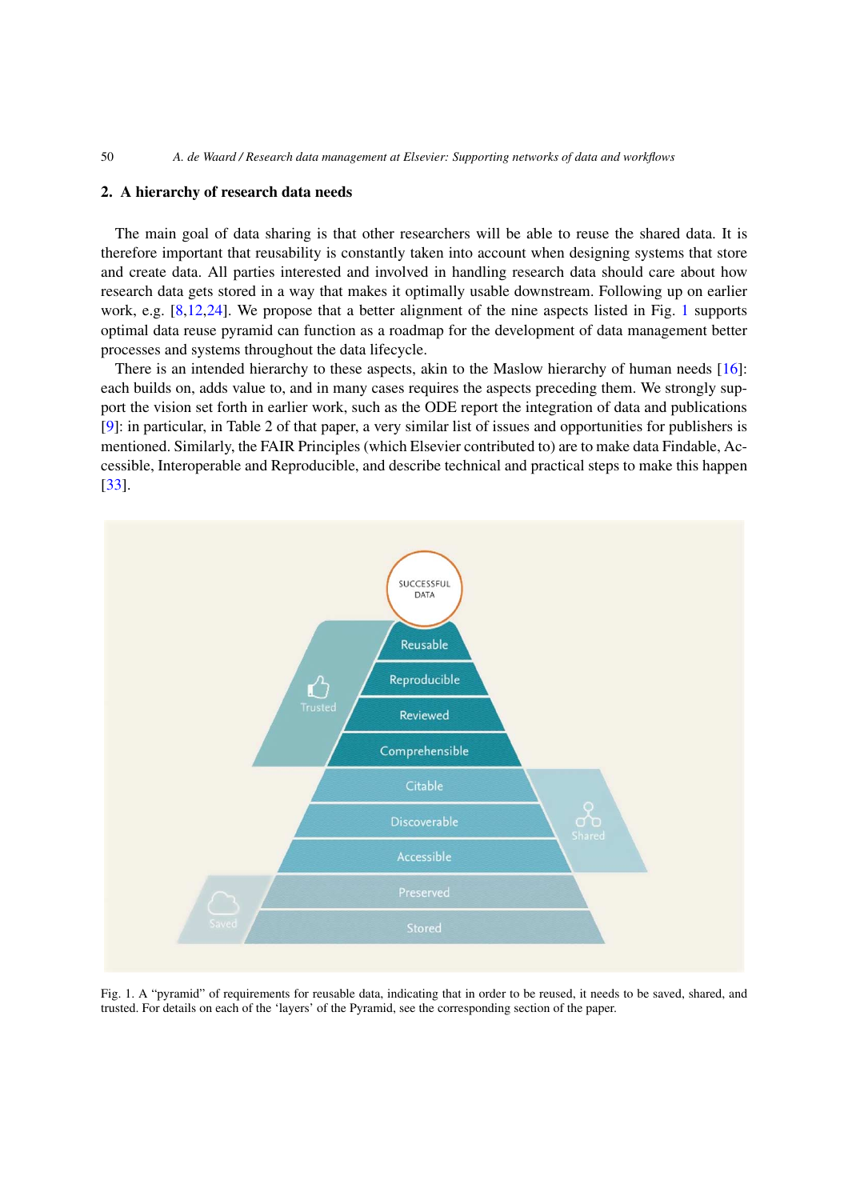## 2. A hierarchy of research data needs

The main goal of data sharing is that other researchers will be able to reuse the shared data. It is therefore important that reusability is constantly taken into account when designing systems that store and create data. All parties interested and involved in handling research data should care about how research data gets stored in a way that makes it optimally usable downstream. Following up on earlier work, e.g. [8,12,24]. We propose that a better alignment of the nine aspects listed in Fig. 1 supports optimal data reuse pyramid can function as a roadmap for the development of data management better processes and systems throughout the data lifecycle.

There is an intended hierarchy to these aspects, akin to the Maslow hierarchy of human needs [16]: each builds on, adds value to, and in many cases requires the aspects preceding them. We strongly support the vision set forth in earlier work, such as the ODE report the integration of data and publications [9]: in particular, in Table 2 of that paper, a very similar list of issues and opportunities for publishers is mentioned. Similarly, the FAIR Principles (which Elsevier contributed to) are to make data Findable, Accessible, Interoperable and Reproducible, and describe technical and practical steps to make this happen [33].

Fig. 1. A "pyramid" of requirements for reusable data, indicating that in order to be reused, it needs to be saved, shared, and trusted. For details on each of the 'layers' of the Pyramid, see the corresponding section of the paper.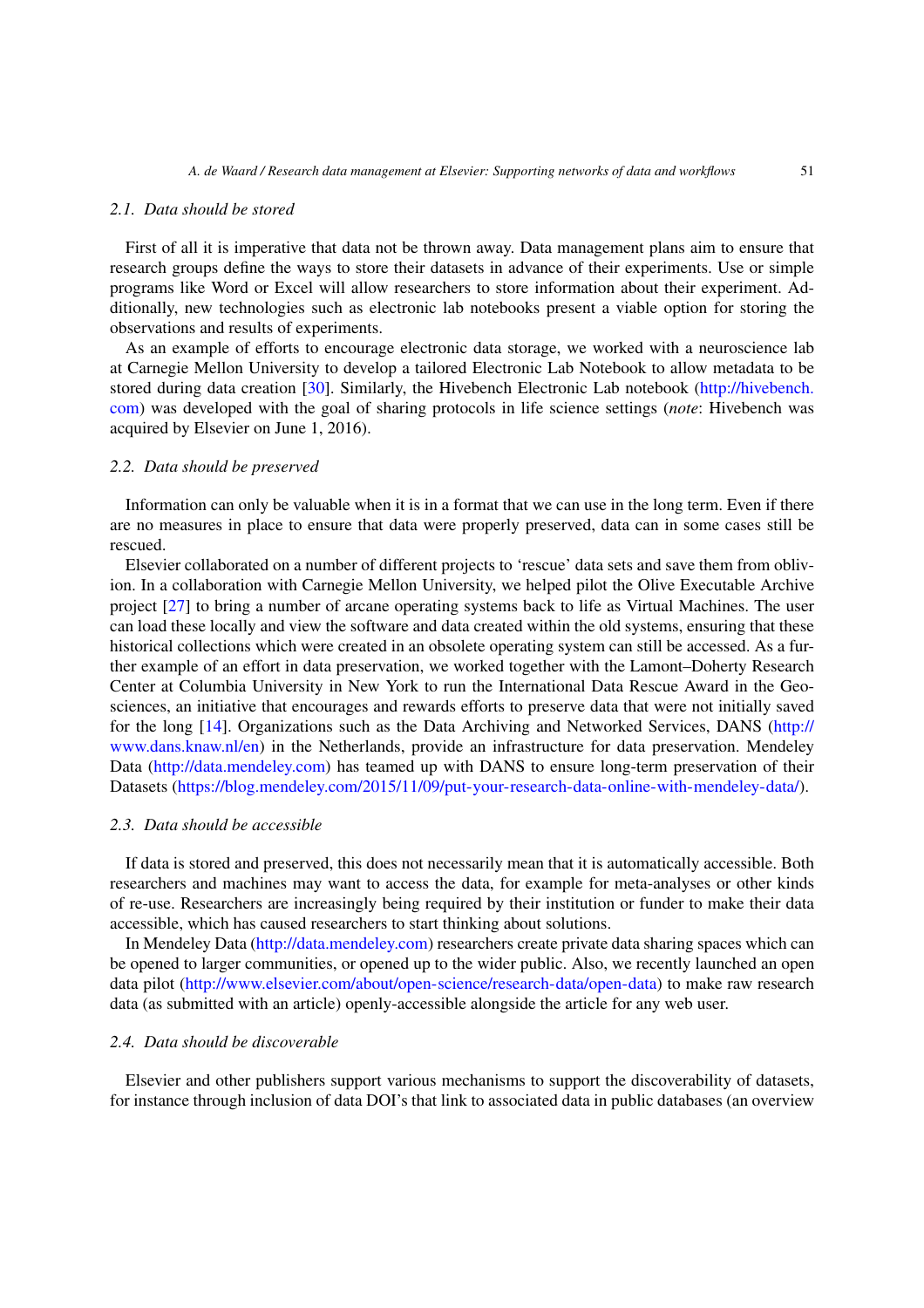### 2.1. *Data should be stored*

First of all it is imperative that data not be thrown away. Data management plans aim to ensure that research groups define the ways to store their datasets in advance of their experiments. Use or simple programs like Word or Excel will allow researchers to store information about their experiment. Additionally, new technologies such as electronic lab notebooks present a viable option for storing the observations and results of experiments.

As an example of efforts to encourage electronic data storage, we worked with a neuroscience lab at Carnegie Mellon University to develop a tailored Electronic Lab Notebook to allow metadata to be stored during data creation [30]. Similarly, the Hivebench Electronic Lab notebook (http://hivebench.com) was developed with the goal of sharing protocols in life science settings (*note*: Hivebench was acquired by Elsevier on June 1, 2016).

### 2.2. *Data should be preserved*

Information can only be valuable when it is in a format that we can use in the long term. Even if there are no measures in place to ensure that data were properly preserved, data can in some cases still be rescued.

Elsevier collaborated on a number of different projects to 'rescue' data sets and save them from oblivion. In a collaboration with Carnegie Mellon University, we helped pilot the Olive Executable Archive project [27] to bring a number of arcane operating systems back to life as Virtual Machines. The user can load these locally and view the software and data created within the old systems, ensuring that these historical collections which were created in an obsolete operating system can still be accessed. As a further example of an effort in data preservation, we worked together with the Lamont–Doherty Research Center at Columbia University in New York to run the International Data Rescue Award in the Geosciences, an initiative that encourages and rewards efforts to preserve data that were not initially saved for the long [14]. Organizations such as the Data Archiving and Networked Services, DANS (http://www.dans.knaw.nl/en) in the Netherlands, provide an infrastructure for data preservation. Mendeley Data (http://data.mendeley.com) has teamed up with DANS to ensure long-term preservation of their Datasets (https://blog.mendeley.com/2015/11/09/put-your-research-data-online-with-mendeley-data/).

### 2.3. *Data should be accessible*

If data is stored and preserved, this does not necessarily mean that it is automatically accessible. Both researchers and machines may want to access the data, for example for meta-analyses or other kinds of re-use. Researchers are increasingly being required by their institution or funder to make their data accessible, which has caused researchers to start thinking about solutions.

In Mendeley Data (http://data.mendeley.com) researchers create private data sharing spaces which can be opened to larger communities, or opened up to the wider public. Also, we recently launched an open data pilot (http://www.elsevier.com/about/open-science/research-data/open-data) to make raw research data (as submitted with an article) openly-accessible alongside the article for any web user.

### 2.4. *Data should be discoverable*

Elsevier and other publishers support various mechanisms to support the discoverability of datasets, for instance through inclusion of data DOI's that link to associated data in public databases (an overview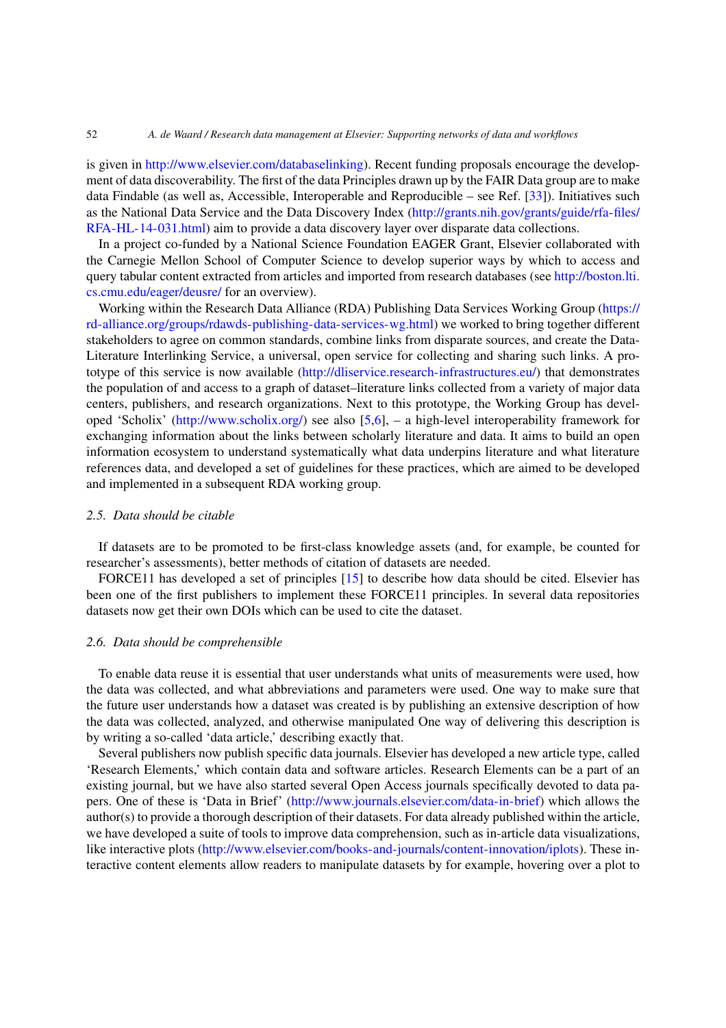is given in http://www.elsevier.com/databaselinking). Recent funding proposals encourage the development of data discoverability. The first of the data Principles drawn up by the FAIR Data group are to make data Findable (as well as, Accessible, Interoperable and Reproducible – see Ref. [33]). Initiatives such as the National Data Service and the Data Discovery Index (http://grants.nih.gov/grants/guide/rfa-files/RFA-HL-14-031.html) aim to provide a data discovery layer over disparate data collections.

In a project co-funded by a National Science Foundation EAGER Grant, Elsevier collaborated with the Carnegie Mellon School of Computer Science to develop superior ways by which to access and query tabular content extracted from articles and imported from research databases (see http://boston.lti.cs.cmu.edu/eager/deusre/ for an overview).

Working within the Research Data Alliance (RDA) Publishing Data Services Working Group (https://rd-alliance.org/groups/rdawds-publishing-data-services-wg.html) we worked to bring together different stakeholders to agree on common standards, combine links from disparate sources, and create the Data-Literature Interlinking Service, a universal, open service for collecting and sharing such links. A prototype of this service is now available (http://dliservice.research-infrastructures.eu/) that demonstrates the population of and access to a graph of dataset–literature links collected from a variety of major data centers, publishers, and research organizations. Next to this prototype, the Working Group has developed 'Scholix' (http://www.scholix.org/) see also [5,6], – a high-level interoperability framework for exchanging information about the links between scholarly literature and data. It aims to build an open information ecosystem to understand systematically what data underpins literature and what literature references data, and developed a set of guidelines for these practices, which are aimed to be developed and implemented in a subsequent RDA working group.

### 2.5. *Data should be citable*

If datasets are to be promoted to be first-class knowledge assets (and, for example, be counted for researcher's assessments), better methods of citation of datasets are needed.

FORCE11 has developed a set of principles [15] to describe how data should be cited. Elsevier has been one of the first publishers to implement these FORCE11 principles. In several data repositories datasets now get their own DOIs which can be used to cite the dataset.

### 2.6. *Data should be comprehensible*

To enable data reuse it is essential that user understands what units of measurements were used, how the data was collected, and what abbreviations and parameters were used. One way to make sure that the future user understands how a dataset was created is by publishing an extensive description of how the data was collected, analyzed, and otherwise manipulated One way of delivering this description is by writing a so-called 'data article,' describing exactly that.

Several publishers now publish specific data journals. Elsevier has developed a new article type, called 'Research Elements,' which contain data and software articles. Research Elements can be a part of an existing journal, but we have also started several Open Access journals specifically devoted to data papers. One of these is 'Data in Brief' (http://www.journals.elsevier.com/data-in-brief) which allows the author(s) to provide a thorough description of their datasets. For data already published within the article, we have developed a suite of tools to improve data comprehension, such as in-article data visualizations, like interactive plots (http://www.elsevier.com/books-and-journals/content-innovation/iplots). These interactive content elements allow readers to manipulate datasets by for example, hovering over a plot to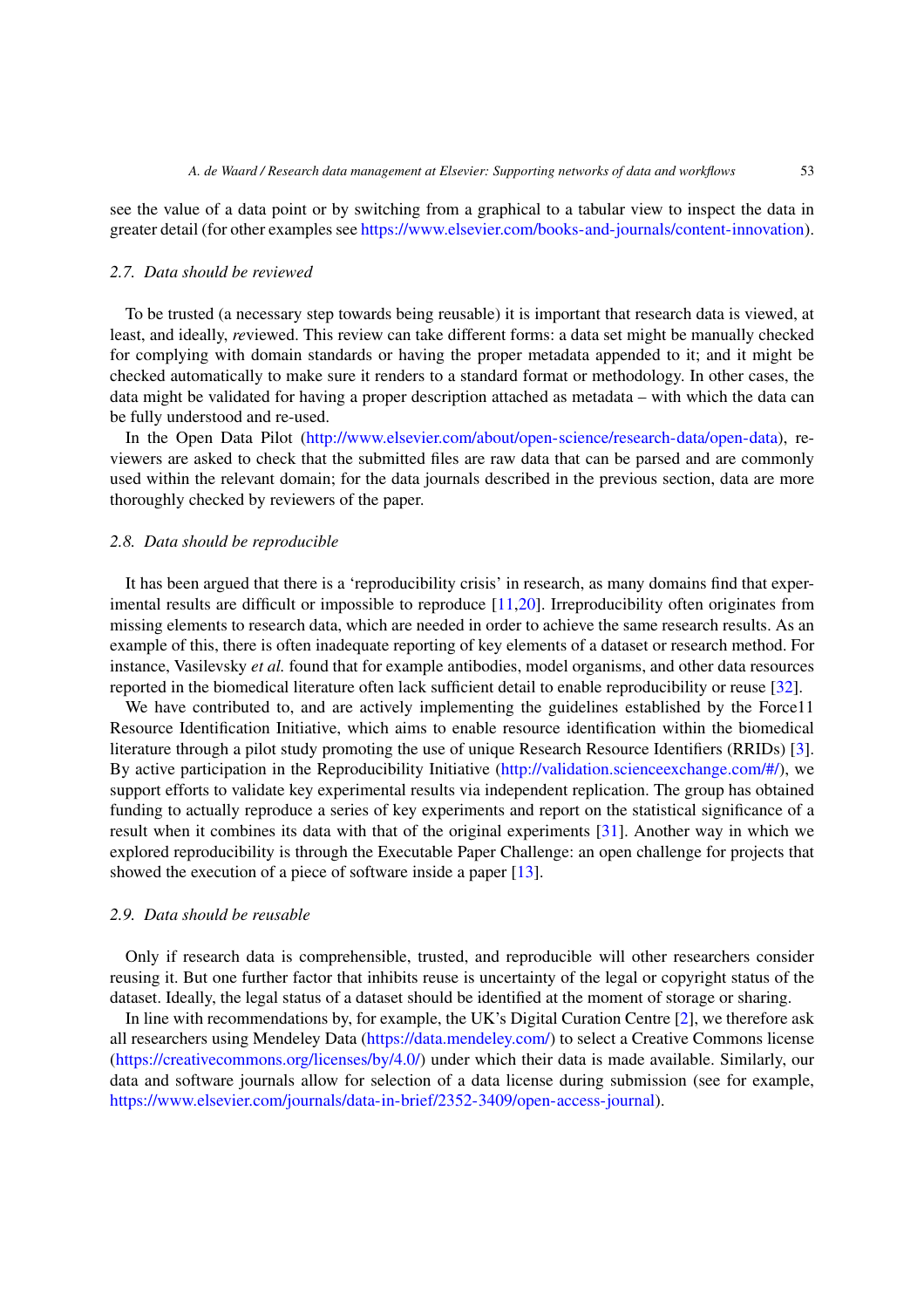see the value of a data point or by switching from a graphical to a tabular view to inspect the data in greater detail (for other examples see https://www.elsevier.com/books-and-journals/content-innovation).

### 2.7. Data should be reviewed

To be trusted (a necessary step towards being reusable) it is important that research data is viewed, at least, and ideally, *re*viewed. This review can take different forms: a data set might be manually checked for complying with domain standards or having the proper metadata appended to it; and it might be checked automatically to make sure it renders to a standard format or methodology. In other cases, the data might be validated for having a proper description attached as metadata – with which the data can be fully understood and re-used.

In the Open Data Pilot (http://www.elsevier.com/about/open-science/research-data/open-data), reviewers are asked to check that the submitted files are raw data that can be parsed and are commonly used within the relevant domain; for the data journals described in the previous section, data are more thoroughly checked by reviewers of the paper.

### 2.8. Data should be reproducible

It has been argued that there is a 'reproducibility crisis' in research, as many domains find that experimental results are difficult or impossible to reproduce [11,20]. Irreproducibility often originates from missing elements to research data, which are needed in order to achieve the same research results. As an example of this, there is often inadequate reporting of key elements of a dataset or research method. For instance, Vasilevsky *et al.* found that for example antibodies, model organisms, and other data resources reported in the biomedical literature often lack sufficient detail to enable reproducibility or reuse [32].

We have contributed to, and are actively implementing the guidelines established by the Force11 Resource Identification Initiative, which aims to enable resource identification within the biomedical literature through a pilot study promoting the use of unique Research Resource Identifiers (RRIDs) [3]. By active participation in the Reproducibility Initiative (http://validation.scienceexchange.com/#/), we support efforts to validate key experimental results via independent replication. The group has obtained funding to actually reproduce a series of key experiments and report on the statistical significance of a result when it combines its data with that of the original experiments [31]. Another way in which we explored reproducibility is through the Executable Paper Challenge: an open challenge for projects that showed the execution of a piece of software inside a paper [13].

### 2.9. Data should be reusable

Only if research data is comprehensible, trusted, and reproducible will other researchers consider reusing it. But one further factor that inhibits reuse is uncertainty of the legal or copyright status of the dataset. Ideally, the legal status of a dataset should be identified at the moment of storage or sharing.

In line with recommendations by, for example, the UK's Digital Curation Centre [2], we therefore ask all researchers using Mendeley Data (https://data.mendeley.com/) to select a Creative Commons license (https://creativecommons.org/licenses/by/4.0/) under which their data is made available. Similarly, our data and software journals allow for selection of a data license during submission (see for example, https://www.elsevier.com/journals/data-in-brief/2352-3409/open-access-journal).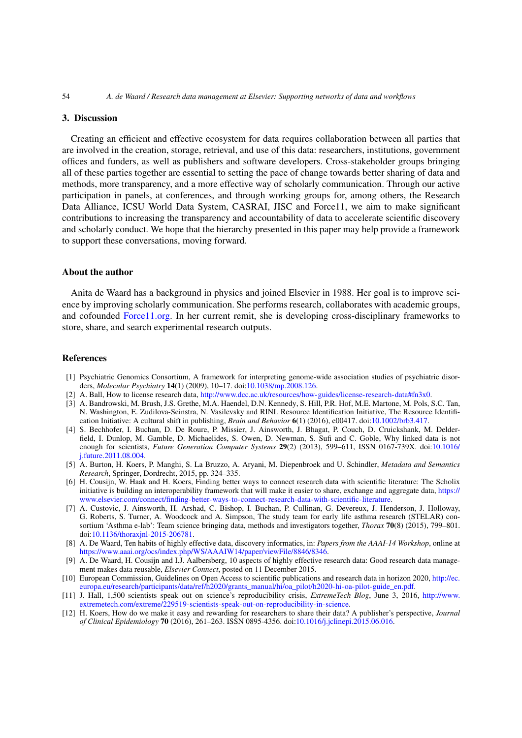## 3. Discussion

Creating an efficient and effective ecosystem for data requires collaboration between all parties that are involved in the creation, storage, retrieval, and use of this data: researchers, institutions, government offices and funders, as well as publishers and software developers. Cross-stakeholder groups bringing all of these parties together are essential to setting the pace of change towards better sharing of data and methods, more transparency, and a more effective way of scholarly communication. Through our active participation in panels, at conferences, and through working groups for, among others, the Research Data Alliance, ICSU World Data System, CASRAI, JISC and Force11, we aim to make significant contributions to increasing the transparency and accountability of data to accelerate scientific discovery and scholarly conduct. We hope that the hierarchy presented in this paper may help provide a framework to support these conversations, moving forward.

## About the author

Anita de Waard has a background in physics and joined Elsevier in 1988. Her goal is to improve science by improving scholarly communication. She performs research, collaborates with academic groups, and cofounded Force11.org. In her current remit, she is developing cross-disciplinary frameworks to store, share, and search experimental research outputs.

## References

[1] Psychiatric Genomics Consortium, A framework for interpreting genome-wide association studies of psychiatric disorders, *Molecular Psychiatry* **14**(1) (2009), 10–17. doi:10.1038/mp.2008.126.

[2] A. Ball, How to license research data, http://www.dcc.ac.uk/resources/how-guides/license-research-data#fn3x0.

[3] A. Bandrowski, M. Brush, J.S. Grethe, M.A. Haendel, D.N. Kennedy, S. Hill, P.R. Hof, M.E. Martone, M. Pols, S.C. Tan, N. Washington, E. Zudilova-Seinstra, N. Vasilevsky and RINL Resource Identification Initiative, The Resource Identification Initiative: A cultural shift in publishing, *Brain and Behavior* **6**(1) (2016), e00417. doi:10.1002/brb3.417.

[4] S. Bechhofer, I. Buchan, D. De Roure, P. Missier, J. Ainsworth, J. Bhagat, P. Couch, D. Cruickshank, M. Delderfield, I. Dunlop, M. Gamble, D. Michaelides, S. Owen, D. Newman, S. Sufi and C. Goble, Why linked data is not enough for scientists, *Future Generation Computer Systems* **29**(2) (2013), 599–611, ISSN 0167-739X. doi:10.1016/j.future.2011.08.004.

[5] A. Burton, H. Koers, P. Manghi, S. La Bruzzo, A. Aryani, M. Diepenbroek and U. Schindler, *Metadata and Semantics Research*, Springer, Dordrecht, 2015, pp. 324–335.

[6] H. Cousijn, W. Haak and H. Koers, Finding better ways to connect research data with scientific literature: The Scholix initiative is building an interoperability framework that will make it easier to share, exchange and aggregate data, https://www.elsevier.com/connect/finding-better-ways-to-connect-research-data-with-scientific-literature.

[7] A. Custovic, J. Ainsworth, H. Arshad, C. Bishop, I. Buchan, P. Cullinan, G. Devereux, J. Henderson, J. Holloway, G. Roberts, S. Turner, A. Woodcock and A. Simpson, The study team for early life asthma research (STELAR) consortium 'Asthma e-lab': Team science bringing data, methods and investigators together, *Thorax* **70**(8) (2015), 799–801. doi:10.1136/thoraxjnl-2015-206781.

[8] A. De Waard, Ten habits of highly effective data, discovery informatics, in: *Papers from the AAAI-14 Workshop*, online at https://www.aaai.org/ocs/index.php/WS/AAAIW14/paper/viewFile/8846/8346.

[9] A. De Waard, H. Cousijn and I.J. Aalbersberg, 10 aspects of highly effective research data: Good research data management makes data reusable, *Elsevier Connect*, posted on 11 December 2015.

[10] European Commission, Guidelines on Open Access to scientific publications and research data in horizon 2020, http://ec.europa.eu/research/participants/data/ref/h2020/grants_manual/hi/oa_pilot/h2020-hi-oa-pilot-guide_en.pdf.

[11] J. Hall, 1,500 scientists speak out on science's reproducibility crisis, *ExtremeTech Blog*, June 3, 2016, http://www.extremetech.com/extreme/229519-scientists-speak-out-on-reproducibility-in-science.

[12] H. Koers, How do we make it easy and rewarding for researchers to share their data? A publisher's perspective, *Journal of Clinical Epidemiology* **70** (2016), 261–263. ISSN 0895-4356. doi:10.1016/j.jclinepi.2015.06.016.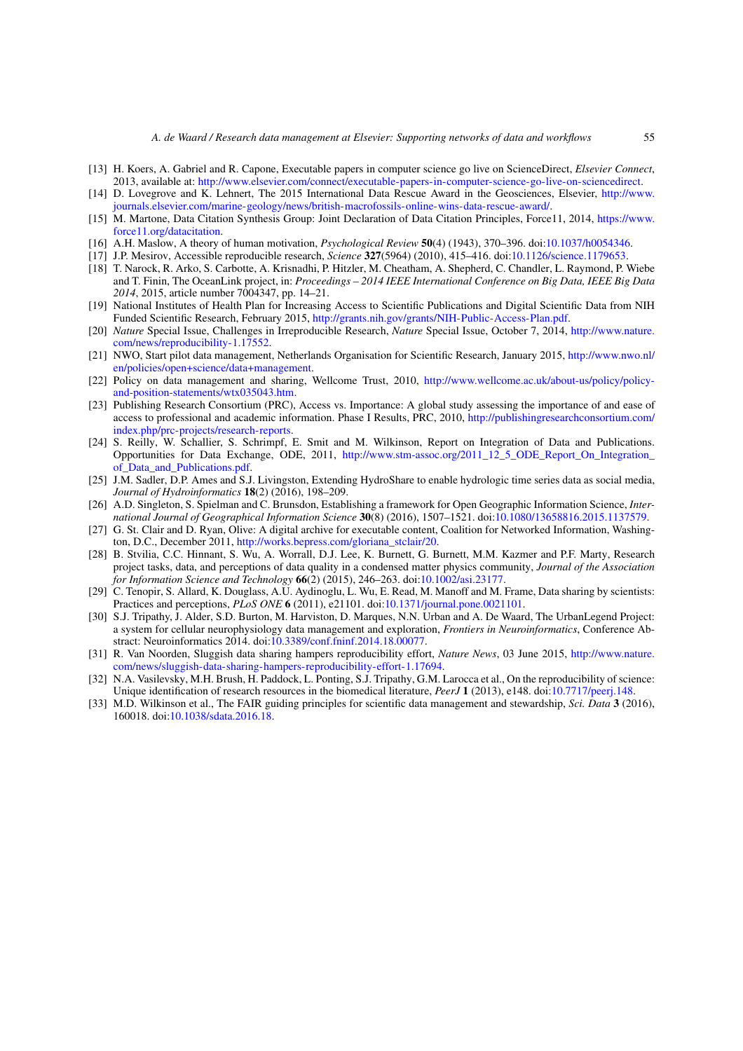[13] H. Koers, A. Gabriel and R. Capone, Executable papers in computer science go live on ScienceDirect, *Elsevier Connect*, 2013, available at: http://www.elsevier.com/connect/executable-papers-in-computer-science-go-live-on-sciencedirect.

[14] D. Lovegrove and K. Lehnert, The 2015 International Data Rescue Award in the Geosciences, Elsevier, http://www.journals.elsevier.com/marine-geology/news/british-macrofossils-online-wins-data-rescue-award/.

[15] M. Martone, Data Citation Synthesis Group: Joint Declaration of Data Citation Principles, Force11, 2014, https://www.force11.org/datacitation.

[16] A.H. Maslow, A theory of human motivation, *Psychological Review* **50**(4) (1943), 370–396. doi:10.1037/h0054346.

[17] J.P. Mesirov, Accessible reproducible research, *Science* **327**(5964) (2010), 415–416. doi:10.1126/science.1179653.

[18] T. Narock, R. Arko, S. Carbotte, A. Krisnadhi, P. Hitzler, M. Cheatham, A. Shepherd, C. Chandler, L. Raymond, P. Wiebe and T. Finin, The OceanLink project, in: *Proceedings – 2014 IEEE International Conference on Big Data, IEEE Big Data 2014*, 2015, article number 7004347, pp. 14–21.

[19] National Institutes of Health Plan for Increasing Access to Scientific Publications and Digital Scientific Data from NIH Funded Scientific Research, February 2015, http://grants.nih.gov/grants/NIH-Public-Access-Plan.pdf.

[20] *Nature* Special Issue, Challenges in Irreproducible Research, *Nature* Special Issue, October 7, 2014, http://www.nature.com/news/reproducibility-1.17552.

[21] NWO, Start pilot data management, Netherlands Organisation for Scientific Research, January 2015, http://www.nwo.nl/en/policies/open+science/data+management.

[22] Policy on data management and sharing, Wellcome Trust, 2010, http://www.wellcome.ac.uk/about-us/policy/policy-and-position-statements/wtx035043.htm.

[23] Publishing Research Consortium (PRC), Access vs. Importance: A global study assessing the importance of and ease of access to professional and academic information. Phase I Results, PRC, 2010, http://publishingresearchconsortium.com/index.php/prc-projects/research-reports.

[24] S. Reilly, W. Schallier, S. Schrimpf, E. Smit and M. Wilkinson, Report on Integration of Data and Publications. Opportunities for Data Exchange, ODE, 2011, http://www.stm-assoc.org/2011_12_5_ODE_Report_On_Integration_of_Data_and_Publications.pdf.

[25] J.M. Sadler, D.P. Ames and S.J. Livingston, Extending HydroShare to enable hydrologic time series data as social media, *Journal of Hydroinformatics* **18**(2) (2016), 198–209.

[26] A.D. Singleton, S. Spielman and C. Brunsdon, Establishing a framework for Open Geographic Information Science, *International Journal of Geographical Information Science* **30**(8) (2016), 1507–1521. doi:10.1080/13658816.2015.1137579.

[27] G. St. Clair and D. Ryan, Olive: A digital archive for executable content, Coalition for Networked Information, Washington, D.C., December 2011, http://works.bepress.com/gloriana_stclair/20.

[28] B. Stvilia, C.C. Hinnant, S. Wu, A. Worrall, D.J. Lee, K. Burnett, G. Burnett, M.M. Kazmer and P.F. Marty, Research project tasks, data, and perceptions of data quality in a condensed matter physics community, *Journal of the Association for Information Science and Technology* **66**(2) (2015), 246–263. doi:10.1002/asi.23177.

[29] C. Tenopir, S. Allard, K. Douglass, A.U. Aydinoglu, L. Wu, E. Read, M. Manoff and M. Frame, Data sharing by scientists: Practices and perceptions, *PLoS ONE* **6** (2011), e21101. doi:10.1371/journal.pone.0021101.

[30] S.J. Tripathy, J. Alder, S.D. Burton, M. Harviston, D. Marques, N.N. Urban and A. De Waard, The UrbanLegend Project: a system for cellular neurophysiology data management and exploration, *Frontiers in Neuroinformatics*, Conference Abstract: Neuroinformatics 2014. doi:10.3389/conf.fninf.2014.18.00077.

[31] R. Van Noorden, Sluggish data sharing hampers reproducibility effort, *Nature News*, 03 June 2015, http://www.nature.com/news/sluggish-data-sharing-hampers-reproducibility-effort-1.17694.

[32] N.A. Vasilevsky, M.H. Brush, H. Paddock, L. Ponting, S.J. Tripathy, G.M. Larocca et al., On the reproducibility of science: Unique identification of research resources in the biomedical literature, *PeerJ* **1** (2013), e148. doi:10.7717/peerj.148.

[33] M.D. Wilkinson et al., The FAIR guiding principles for scientific data management and stewardship, *Sci. Data* **3** (2016), 160018. doi:10.1038/sdata.2016.18.